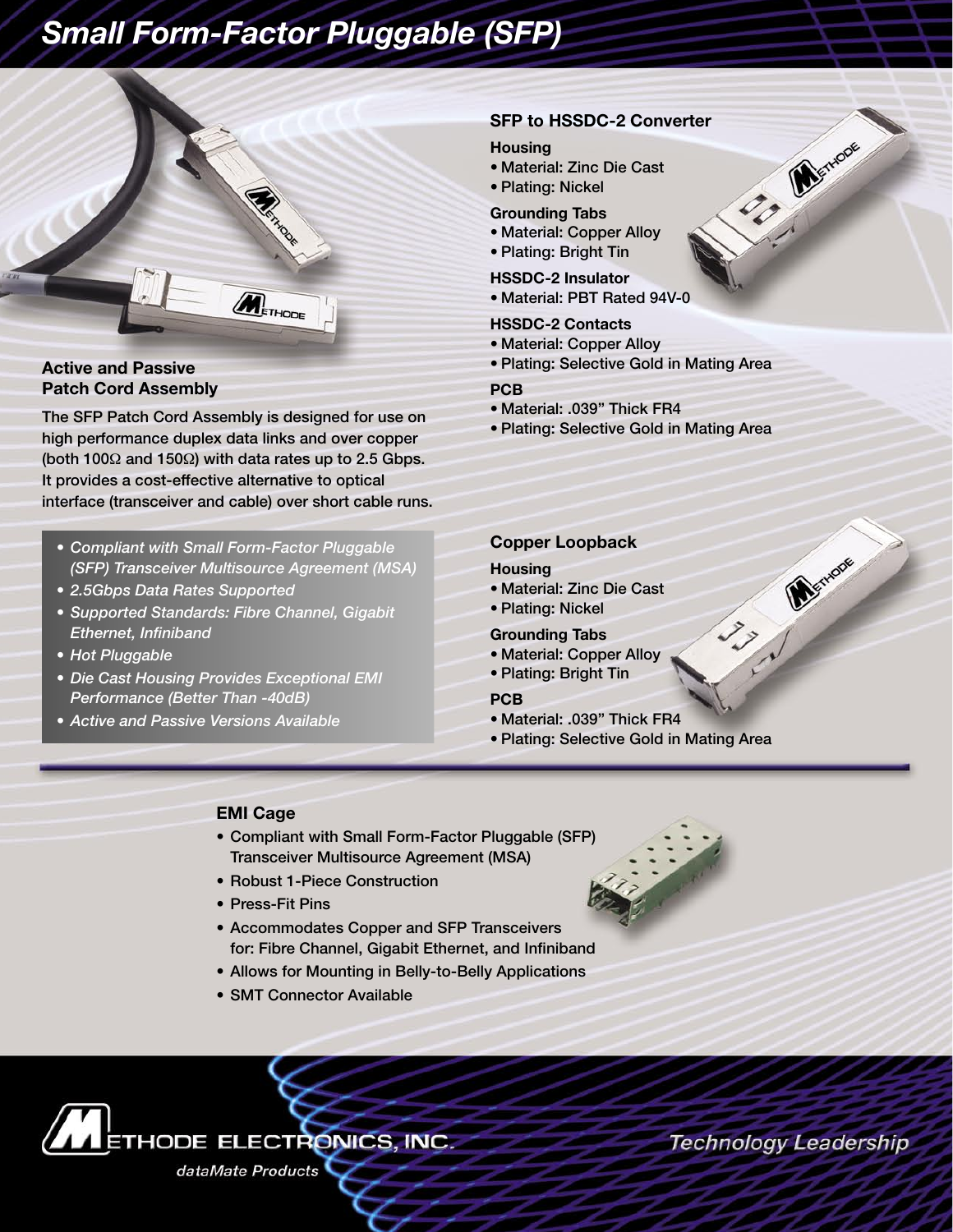# Small Form-Factor Pluggable (SFP)

## Active and Passive Patch Cord Assembly

The SFP Patch Cord Assembly is designed for use on high performance duplex data links and over copper (both 100Ω and 150Ω) with data rates up to 2.5 Gbps. It provides a cost-effective alternative to optical interface (transceiver and cable) over short cable runs.

- *Compliant with Small Form-Factor Pluggable (SFP) Transceiver Multisource Agreement (MSA)*
- *2.5Gbps Data Rates Supported*
- *Supported Standards: Fibre Channel, Gigabit Ethernet, Infiniband*
- *Hot Pluggable*
- *Die Cast Housing Provides Exceptional EMI Performance (Better Than -40dB)*
- *Active and Passive Versions Available*

## SFP to HSSDC-2 Converter

**Housing**
- Material: Zinc Die Cast
- Plating: Nickel

**Grounding Tabs**
- Material: Copper Alloy
- Plating: Bright Tin

**HSSDC-2 Insulator**
- Material: PBT Rated 94V-0

**HSSDC-2 Contacts**
- Material: Copper Alloy
- Plating: Selective Gold in Mating Area

**PCB**
- Material: .039" Thick FR4
- Plating: Selective Gold in Mating Area

## Copper Loopback

**Housing**
- Material: Zinc Die Cast
- Plating: Nickel

**Grounding Tabs**
- Material: Copper Alloy
- Plating: Bright Tin

**PCB**
- Material: .039" Thick FR4
- Plating: Selective Gold in Mating Area

## EMI Cage

- Compliant with Small Form-Factor Pluggable (SFP) Transceiver Multisource Agreement (MSA)
- Robust 1-Piece Construction
- Press-Fit Pins
- Accommodates Copper and SFP Transceivers for: Fibre Channel, Gigabit Ethernet, and Infiniband
- Allows for Mounting in Belly-to-Belly Applications
- SMT Connector Available

METHODE ELECTRONICS, INC.

*dataMate Products*

*Technology Leadership*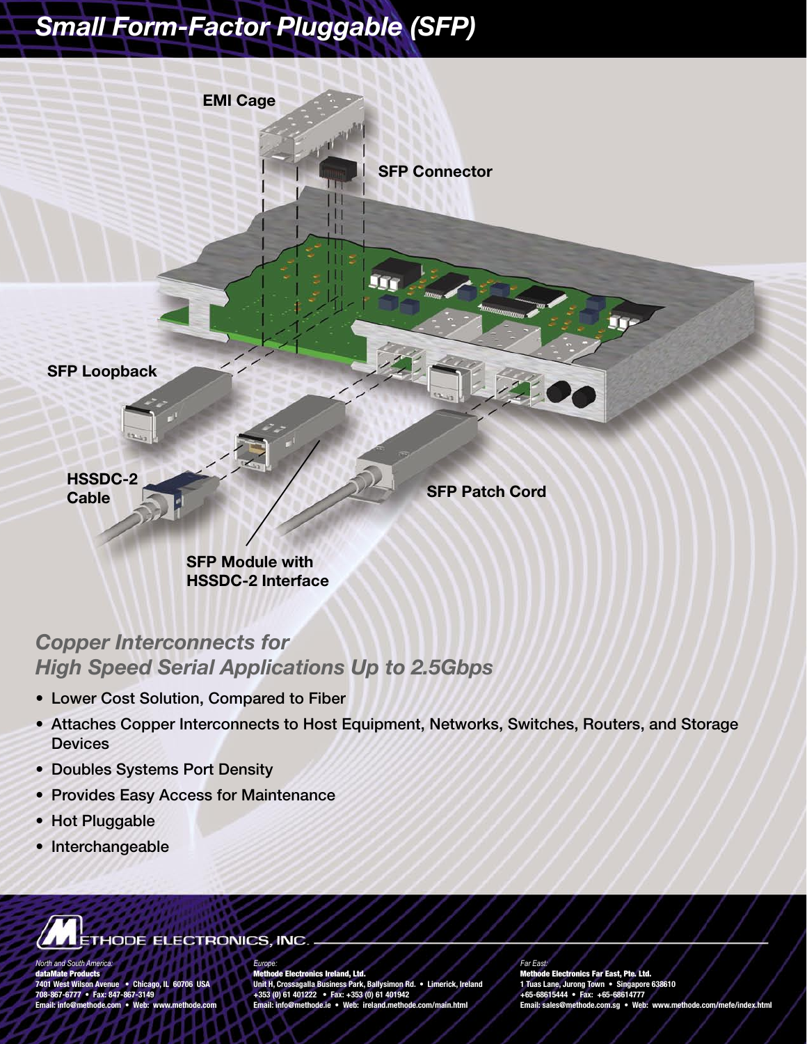# Small Form-Factor Pluggable (SFP)

EMI Cage

SFP Connector

SFP Loopback

HSSDC-2 Cable

SFP Patch Cord

SFP Module with HSSDC-2 Interface

## *Copper Interconnects for High Speed Serial Applications Up to 2.5Gbps*

- Lower Cost Solution, Compared to Fiber
- Attaches Copper Interconnects to Host Equipment, Networks, Switches, Routers, and Storage Devices
- Doubles Systems Port Density
- Provides Easy Access for Maintenance
- Hot Pluggable
- Interchangeable

METHODE ELECTRONICS, INC.

*North and South America:*
**dataMate Products**
7401 West Wilson Avenue • Chicago, IL 60706 USA
708-867-6777 • Fax: 847-867-3149
Email: info@methode.com • Web: www.methode.com

*Europe:*
**Methode Electronics Ireland, Ltd.**
Unit H, Crossagalla Business Park, Ballysimon Rd. • Limerick, Ireland
+353 (0) 61 401222 • Fax: +353 (0) 61 401942
Email: info@methode.ie • Web: ireland.methode.com/main.html

*Far East:*
**Methode Electronics Far East, Pte. Ltd.**
1 Tuas Lane, Jurong Town • Singapore 638610
+65-68615444 • Fax: +65-68614777
Email: sales@methode.com.sg • Web: www.methode.com/mefe/index.html